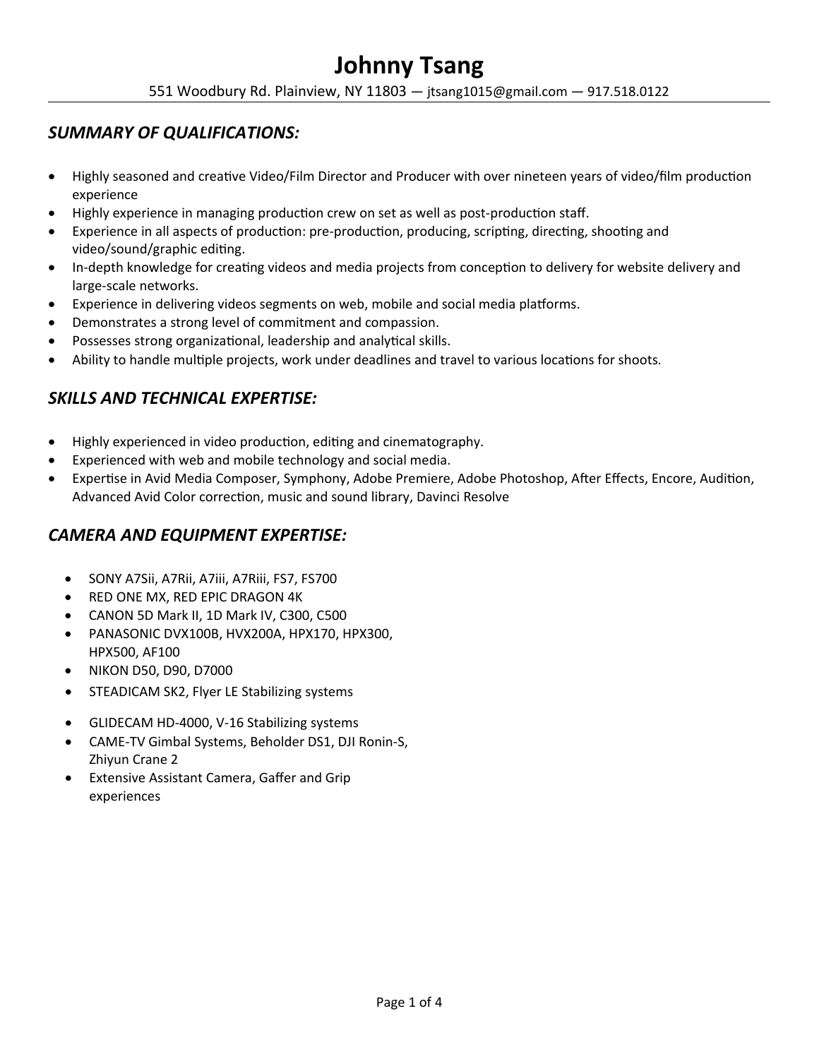# Johnny Tsang

551 Woodbury Rd. Plainview, NY 11803 — jtsang1015@gmail.com — 917.518.0122

## *SUMMARY OF QUALIFICATIONS:*

- Highly seasoned and creative Video/Film Director and Producer with over nineteen years of video/film production experience
- Highly experience in managing production crew on set as well as post-production staff.
- Experience in all aspects of production: pre-production, producing, scripting, directing, shooting and video/sound/graphic editing.
- In-depth knowledge for creating videos and media projects from conception to delivery for website delivery and large-scale networks.
- Experience in delivering videos segments on web, mobile and social media platforms.
- Demonstrates a strong level of commitment and compassion.
- Possesses strong organizational, leadership and analytical skills.
- Ability to handle multiple projects, work under deadlines and travel to various locations for shoots.

## *SKILLS AND TECHNICAL EXPERTISE:*

- Highly experienced in video production, editing and cinematography.
- Experienced with web and mobile technology and social media.
- Expertise in Avid Media Composer, Symphony, Adobe Premiere, Adobe Photoshop, After Effects, Encore, Audition, Advanced Avid Color correction, music and sound library, Davinci Resolve

## *CAMERA AND EQUIPMENT EXPERTISE:*

- SONY A7Sii, A7Rii, A7iii, A7Riii, FS7, FS700
- RED ONE MX, RED EPIC DRAGON 4K
- CANON 5D Mark II, 1D Mark IV, C300, C500
- PANASONIC DVX100B, HVX200A, HPX170, HPX300, HPX500, AF100
- NIKON D50, D90, D7000
- STEADICAM SK2, Flyer LE Stabilizing systems
- GLIDECAM HD-4000, V-16 Stabilizing systems
- CAME-TV Gimbal Systems, Beholder DS1, DJI Ronin-S, Zhiyun Crane 2
- Extensive Assistant Camera, Gaffer and Grip experiences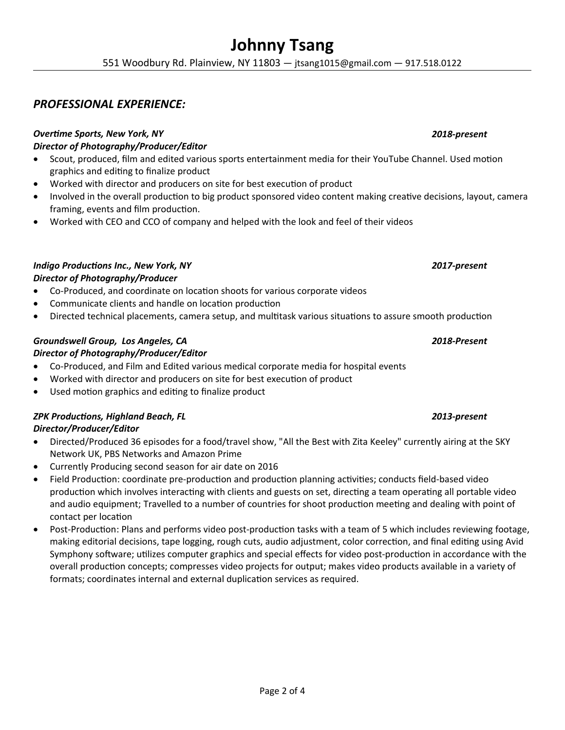# Johnny Tsang

551 Woodbury Rd. Plainview, NY 11803 — jtsang1015@gmail.com — 917.518.0122

## *PROFESSIONAL EXPERIENCE:*

***Overtime Sports, New York, NY*** — ***2018-present***
***Director of Photography/Producer/Editor***

- Scout, produced, film and edited various sports entertainment media for their YouTube Channel. Used motion graphics and editing to finalize product
- Worked with director and producers on site for best execution of product
- Involved in the overall production to big product sponsored video content making creative decisions, layout, camera framing, events and film production.
- Worked with CEO and CCO of company and helped with the look and feel of their videos

***Indigo Productions Inc., New York, NY*** — ***2017-present***
***Director of Photography/Producer***

- Co-Produced, and coordinate on location shoots for various corporate videos
- Communicate clients and handle on location production
- Directed technical placements, camera setup, and multitask various situations to assure smooth production

***Groundswell Group, Los Angeles, CA*** — ***2018-Present***
***Director of Photography/Producer/Editor***

- Co-Produced, and Film and Edited various medical corporate media for hospital events
- Worked with director and producers on site for best execution of product
- Used motion graphics and editing to finalize product

***ZPK Productions, Highland Beach, FL*** — ***2013-present***
***Director/Producer/Editor***

- Directed/Produced 36 episodes for a food/travel show, "All the Best with Zita Keeley" currently airing at the SKY Network UK, PBS Networks and Amazon Prime
- Currently Producing second season for air date on 2016
- Field Production: coordinate pre-production and production planning activities; conducts field-based video production which involves interacting with clients and guests on set, directing a team operating all portable video and audio equipment; Travelled to a number of countries for shoot production meeting and dealing with point of contact per location
- Post-Production: Plans and performs video post-production tasks with a team of 5 which includes reviewing footage, making editorial decisions, tape logging, rough cuts, audio adjustment, color correction, and final editing using Avid Symphony software; utilizes computer graphics and special effects for video post-production in accordance with the overall production concepts; compresses video projects for output; makes video products available in a variety of formats; coordinates internal and external duplication services as required.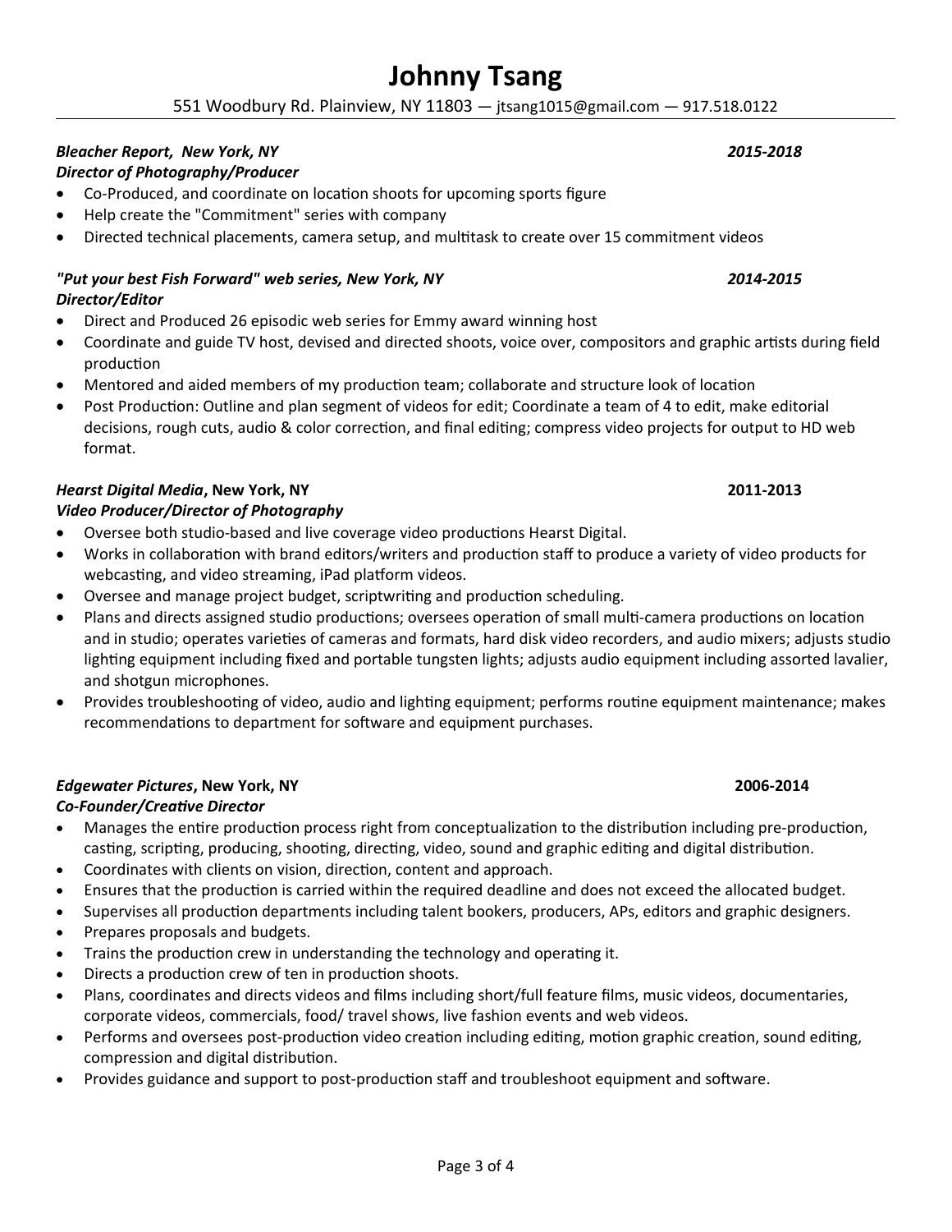# Johnny Tsang

551 Woodbury Rd. Plainview, NY 11803 — jtsang1015@gmail.com — 917.518.0122

***Bleacher Report, New York, NY*** ***2015-2018***
***Director of Photography/Producer***

- Co-Produced, and coordinate on location shoots for upcoming sports figure
- Help create the "Commitment" series with company
- Directed technical placements, camera setup, and multitask to create over 15 commitment videos

***"Put your best Fish Forward" web series, New York, NY*** ***2014-2015***
***Director/Editor***

- Direct and Produced 26 episodic web series for Emmy award winning host
- Coordinate and guide TV host, devised and directed shoots, voice over, compositors and graphic artists during field production
- Mentored and aided members of my production team; collaborate and structure look of location
- Post Production: Outline and plan segment of videos for edit; Coordinate a team of 4 to edit, make editorial decisions, rough cuts, audio & color correction, and final editing; compress video projects for output to HD web format.

***Hearst Digital Media*, New York, NY** **2011-2013**
***Video Producer/Director of Photography***

- Oversee both studio-based and live coverage video productions Hearst Digital.
- Works in collaboration with brand editors/writers and production staff to produce a variety of video products for webcasting, and video streaming, iPad platform videos.
- Oversee and manage project budget, scriptwriting and production scheduling.
- Plans and directs assigned studio productions; oversees operation of small multi-camera productions on location and in studio; operates varieties of cameras and formats, hard disk video recorders, and audio mixers; adjusts studio lighting equipment including fixed and portable tungsten lights; adjusts audio equipment including assorted lavalier, and shotgun microphones.
- Provides troubleshooting of video, audio and lighting equipment; performs routine equipment maintenance; makes recommendations to department for software and equipment purchases.

***Edgewater Pictures*, New York, NY** **2006-2014**
***Co-Founder/Creative Director***

- Manages the entire production process right from conceptualization to the distribution including pre-production, casting, scripting, producing, shooting, directing, video, sound and graphic editing and digital distribution.
- Coordinates with clients on vision, direction, content and approach.
- Ensures that the production is carried within the required deadline and does not exceed the allocated budget.
- Supervises all production departments including talent bookers, producers, APs, editors and graphic designers.
- Prepares proposals and budgets.
- Trains the production crew in understanding the technology and operating it.
- Directs a production crew of ten in production shoots.
- Plans, coordinates and directs videos and films including short/full feature films, music videos, documentaries, corporate videos, commercials, food/ travel shows, live fashion events and web videos.
- Performs and oversees post-production video creation including editing, motion graphic creation, sound editing, compression and digital distribution.
- Provides guidance and support to post-production staff and troubleshoot equipment and software.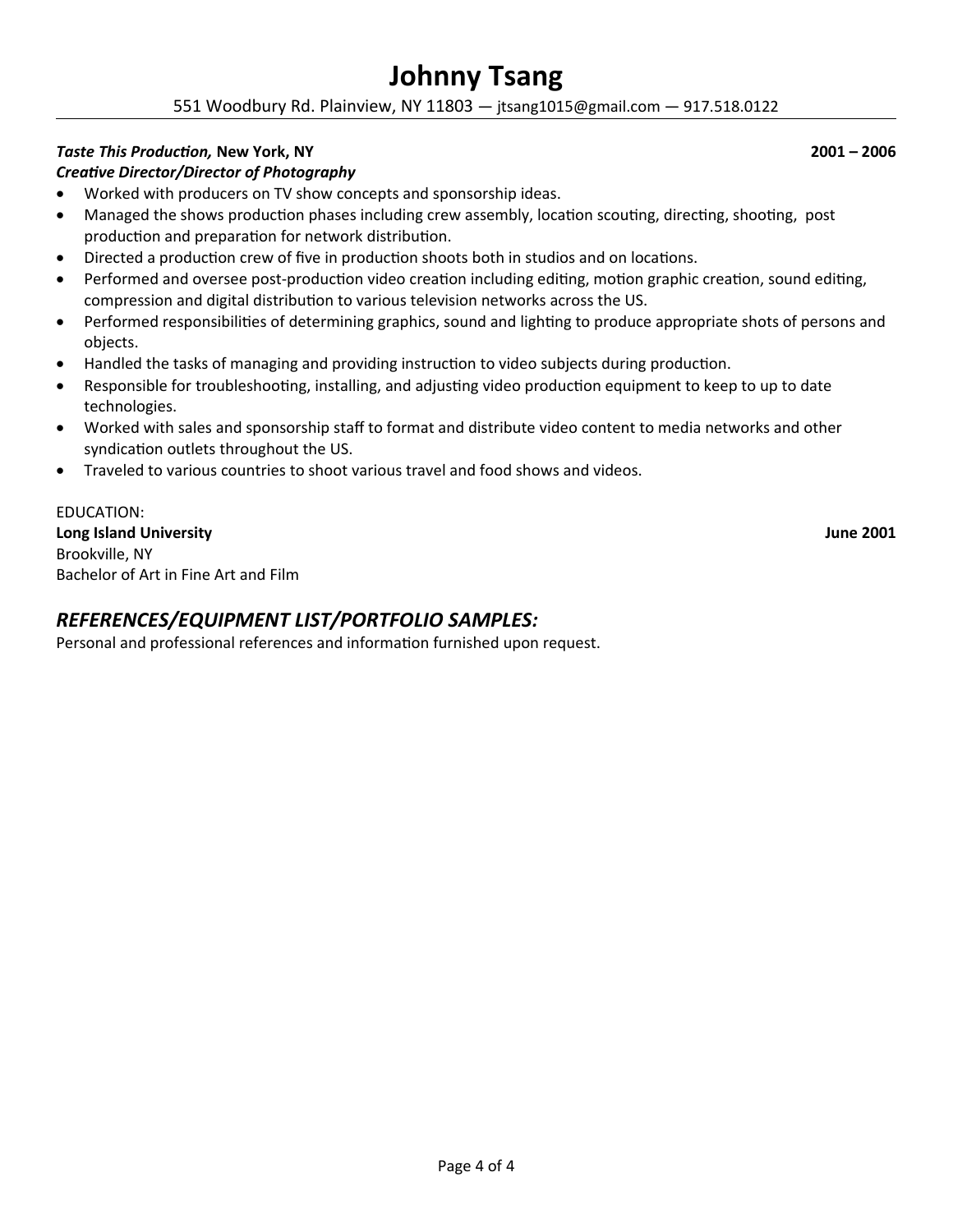# Johnny Tsang

551 Woodbury Rd. Plainview, NY 11803 — jtsang1015@gmail.com — 917.518.0122

***Taste This Production,* New York, NY** **2001 – 2006**
***Creative Director/Director of Photography***

- Worked with producers on TV show concepts and sponsorship ideas.
- Managed the shows production phases including crew assembly, location scouting, directing, shooting, post production and preparation for network distribution.
- Directed a production crew of five in production shoots both in studios and on locations.
- Performed and oversee post-production video creation including editing, motion graphic creation, sound editing, compression and digital distribution to various television networks across the US.
- Performed responsibilities of determining graphics, sound and lighting to produce appropriate shots of persons and objects.
- Handled the tasks of managing and providing instruction to video subjects during production.
- Responsible for troubleshooting, installing, and adjusting video production equipment to keep to up to date technologies.
- Worked with sales and sponsorship staff to format and distribute video content to media networks and other syndication outlets throughout the US.
- Traveled to various countries to shoot various travel and food shows and videos.

EDUCATION:
**Long Island University** **June 2001**
Brookville, NY
Bachelor of Art in Fine Art and Film

## *REFERENCES/EQUIPMENT LIST/PORTFOLIO SAMPLES:*

Personal and professional references and information furnished upon request.